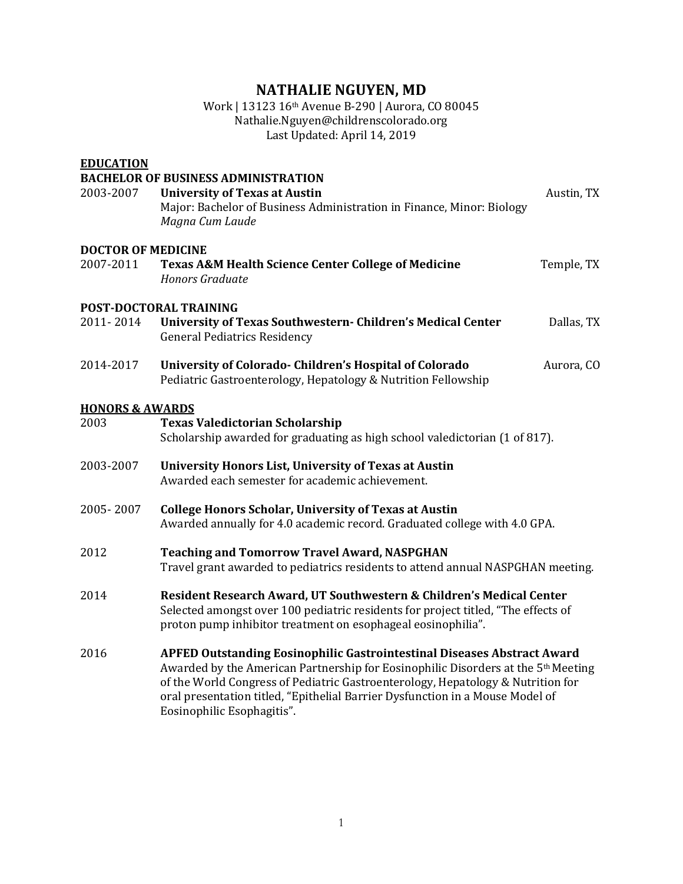# NATHALIE NGUYEN, MD

Work | 13123 16th Avenue B-290 | Aurora, CO 80045
Nathalie.Nguyen@childrenscolorado.org
Last Updated: April 14, 2019

## EDUCATION

### BACHELOR OF BUSINESS ADMINISTRATION

2003-2007 **University of Texas at Austin** — Austin, TX
Major: Bachelor of Business Administration in Finance, Minor: Biology
*Magna Cum Laude*

### DOCTOR OF MEDICINE

2007-2011 **Texas A&M Health Science Center College of Medicine** — Temple, TX
*Honors Graduate*

### POST-DOCTORAL TRAINING

2011- 2014 **University of Texas Southwestern- Children's Medical Center** — Dallas, TX
General Pediatrics Residency

2014-2017 **University of Colorado- Children's Hospital of Colorado** — Aurora, CO
Pediatric Gastroenterology, Hepatology & Nutrition Fellowship

## HONORS & AWARDS

2003 **Texas Valedictorian Scholarship**
Scholarship awarded for graduating as high school valedictorian (1 of 817).

2003-2007 **University Honors List, University of Texas at Austin**
Awarded each semester for academic achievement.

2005- 2007 **College Honors Scholar, University of Texas at Austin**
Awarded annually for 4.0 academic record. Graduated college with 4.0 GPA.

2012 **Teaching and Tomorrow Travel Award, NASPGHAN**
Travel grant awarded to pediatrics residents to attend annual NASPGHAN meeting.

2014 **Resident Research Award, UT Southwestern & Children's Medical Center**
Selected amongst over 100 pediatric residents for project titled, "The effects of proton pump inhibitor treatment on esophageal eosinophilia".

2016 **APFED Outstanding Eosinophilic Gastrointestinal Diseases Abstract Award**
Awarded by the American Partnership for Eosinophilic Disorders at the 5th Meeting of the World Congress of Pediatric Gastroenterology, Hepatology & Nutrition for oral presentation titled, "Epithelial Barrier Dysfunction in a Mouse Model of Eosinophilic Esophagitis".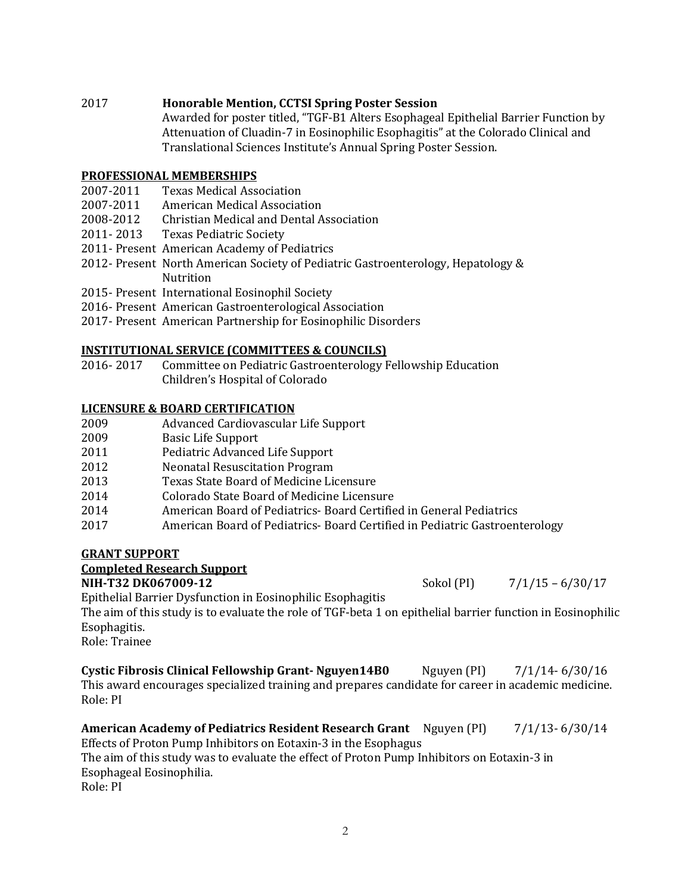2017 **Honorable Mention, CCTSI Spring Poster Session**
Awarded for poster titled, "TGF-B1 Alters Esophageal Epithelial Barrier Function by Attenuation of Cluadin-7 in Eosinophilic Esophagitis" at the Colorado Clinical and Translational Sciences Institute's Annual Spring Poster Session.

## PROFESSIONAL MEMBERSHIPS

2007-2011 Texas Medical Association
2007-2011 American Medical Association
2008-2012 Christian Medical and Dental Association
2011- 2013 Texas Pediatric Society
2011- Present American Academy of Pediatrics
2012- Present North American Society of Pediatric Gastroenterology, Hepatology & Nutrition
2015- Present International Eosinophil Society
2016- Present American Gastroenterological Association
2017- Present American Partnership for Eosinophilic Disorders

## INSTITUTIONAL SERVICE (COMMITTEES & COUNCILS)

2016- 2017 Committee on Pediatric Gastroenterology Fellowship Education
Children's Hospital of Colorado

## LICENSURE & BOARD CERTIFICATION

2009 Advanced Cardiovascular Life Support
2009 Basic Life Support
2011 Pediatric Advanced Life Support
2012 Neonatal Resuscitation Program
2013 Texas State Board of Medicine Licensure
2014 Colorado State Board of Medicine Licensure
2014 American Board of Pediatrics- Board Certified in General Pediatrics
2017 American Board of Pediatrics- Board Certified in Pediatric Gastroenterology

## GRANT SUPPORT

### Completed Research Support

**NIH-T32 DK067009-12** Sokol (PI) 7/1/15 – 6/30/17
Epithelial Barrier Dysfunction in Eosinophilic Esophagitis
The aim of this study is to evaluate the role of TGF-beta 1 on epithelial barrier function in Eosinophilic Esophagitis.
Role: Trainee

**Cystic Fibrosis Clinical Fellowship Grant- Nguyen14B0** Nguyen (PI) 7/1/14- 6/30/16
This award encourages specialized training and prepares candidate for career in academic medicine.
Role: PI

**American Academy of Pediatrics Resident Research Grant** Nguyen (PI) 7/1/13- 6/30/14
Effects of Proton Pump Inhibitors on Eotaxin-3 in the Esophagus
The aim of this study was to evaluate the effect of Proton Pump Inhibitors on Eotaxin-3 in Esophageal Eosinophilia.
Role: PI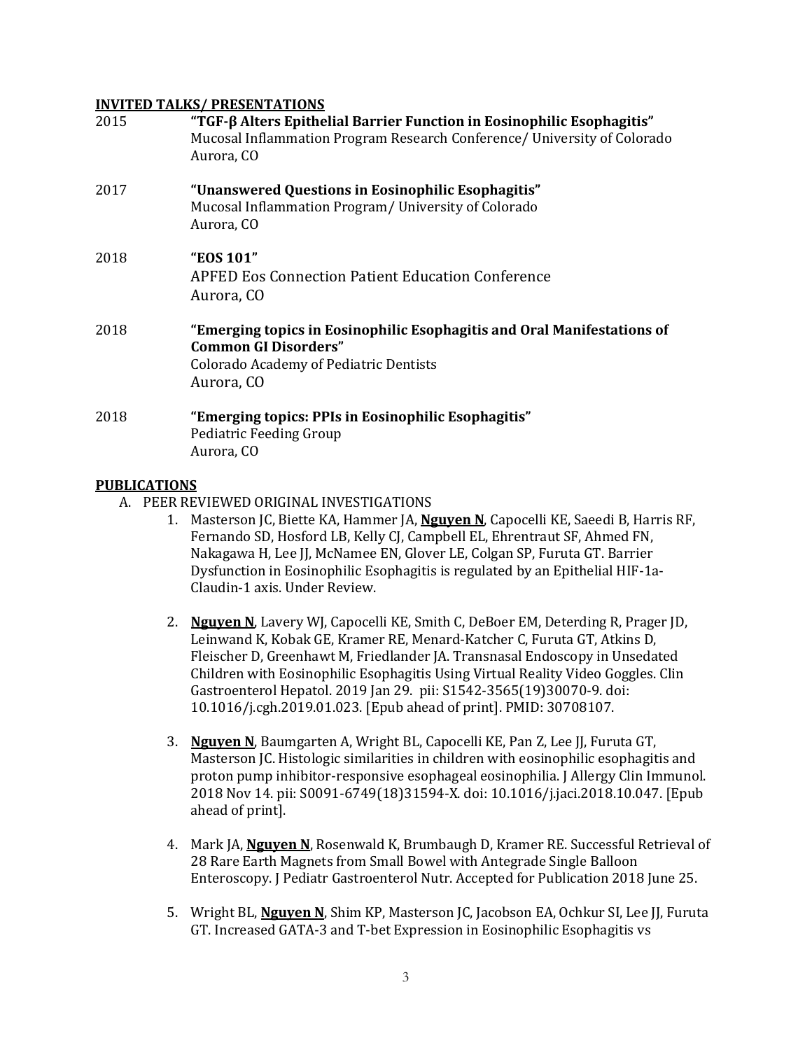## INVITED TALKS/ PRESENTATIONS

2015 **"TGF-β Alters Epithelial Barrier Function in Eosinophilic Esophagitis"**
Mucosal Inflammation Program Research Conference/ University of Colorado
Aurora, CO

2017 **"Unanswered Questions in Eosinophilic Esophagitis"**
Mucosal Inflammation Program/ University of Colorado
Aurora, CO

2018 **"EOS 101"**
APFED Eos Connection Patient Education Conference
Aurora, CO

2018 **"Emerging topics in Eosinophilic Esophagitis and Oral Manifestations of Common GI Disorders"**
Colorado Academy of Pediatric Dentists
Aurora, CO

2018 **"Emerging topics: PPIs in Eosinophilic Esophagitis"**
Pediatric Feeding Group
Aurora, CO

## PUBLICATIONS

A. PEER REVIEWED ORIGINAL INVESTIGATIONS

1. Masterson JC, Biette KA, Hammer JA, **Nguyen N**, Capocelli KE, Saeedi B, Harris RF, Fernando SD, Hosford LB, Kelly CJ, Campbell EL, Ehrentraut SF, Ahmed FN, Nakagawa H, Lee JJ, McNamee EN, Glover LE, Colgan SP, Furuta GT. Barrier Dysfunction in Eosinophilic Esophagitis is regulated by an Epithelial HIF-1a-Claudin-1 axis. Under Review.

2. **Nguyen N**, Lavery WJ, Capocelli KE, Smith C, DeBoer EM, Deterding R, Prager JD, Leinwand K, Kobak GE, Kramer RE, Menard-Katcher C, Furuta GT, Atkins D, Fleischer D, Greenhawt M, Friedlander JA. Transnasal Endoscopy in Unsedated Children with Eosinophilic Esophagitis Using Virtual Reality Video Goggles. Clin Gastroenterol Hepatol. 2019 Jan 29. pii: S1542-3565(19)30070-9. doi: 10.1016/j.cgh.2019.01.023. [Epub ahead of print]. PMID: 30708107.

3. **Nguyen N**, Baumgarten A, Wright BL, Capocelli KE, Pan Z, Lee JJ, Furuta GT, Masterson JC. Histologic similarities in children with eosinophilic esophagitis and proton pump inhibitor-responsive esophageal eosinophilia. J Allergy Clin Immunol. 2018 Nov 14. pii: S0091-6749(18)31594-X. doi: 10.1016/j.jaci.2018.10.047. [Epub ahead of print].

4. Mark JA, **Nguyen N**, Rosenwald K, Brumbaugh D, Kramer RE. Successful Retrieval of 28 Rare Earth Magnets from Small Bowel with Antegrade Single Balloon Enteroscopy. J Pediatr Gastroenterol Nutr. Accepted for Publication 2018 June 25.

5. Wright BL, **Nguyen N**, Shim KP, Masterson JC, Jacobson EA, Ochkur SI, Lee JJ, Furuta GT. Increased GATA-3 and T-bet Expression in Eosinophilic Esophagitis vs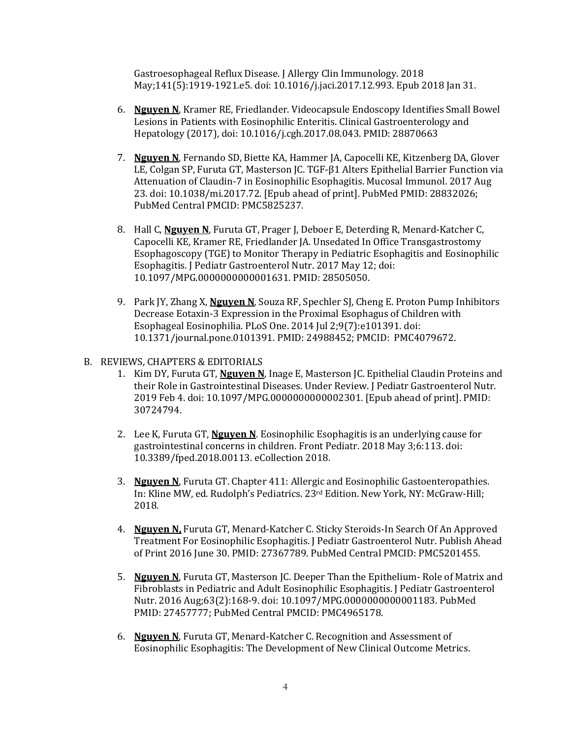Gastroesophageal Reflux Disease. J Allergy Clin Immunology. 2018 May;141(5):1919-1921.e5. doi: 10.1016/j.jaci.2017.12.993. Epub 2018 Jan 31.

6. **Nguyen N**, Kramer RE, Friedlander. Videocapsule Endoscopy Identifies Small Bowel Lesions in Patients with Eosinophilic Enteritis. Clinical Gastroenterology and Hepatology (2017), doi: 10.1016/j.cgh.2017.08.043. PMID: 28870663

7. **Nguyen N**, Fernando SD, Biette KA, Hammer JA, Capocelli KE, Kitzenberg DA, Glover LE, Colgan SP, Furuta GT, Masterson JC. TGF-β1 Alters Epithelial Barrier Function via Attenuation of Claudin-7 in Eosinophilic Esophagitis. Mucosal Immunol. 2017 Aug 23. doi: 10.1038/mi.2017.72. [Epub ahead of print]. PubMed PMID: 28832026; PubMed Central PMCID: PMC5825237.

8. Hall C, **Nguyen N**, Furuta GT, Prager J, Deboer E, Deterding R, Menard-Katcher C, Capocelli KE, Kramer RE, Friedlander JA. Unsedated In Office Transgastrostomy Esophagoscopy (TGE) to Monitor Therapy in Pediatric Esophagitis and Eosinophilic Esophagitis. J Pediatr Gastroenterol Nutr. 2017 May 12; doi: 10.1097/MPG.0000000000001631. PMID: 28505050.

9. Park JY, Zhang X, **Nguyen N**, Souza RF, Spechler SJ, Cheng E. Proton Pump Inhibitors Decrease Eotaxin-3 Expression in the Proximal Esophagus of Children with Esophageal Eosinophilia. PLoS One. 2014 Jul 2;9(7):e101391. doi: 10.1371/journal.pone.0101391. PMID: 24988452; PMCID: PMC4079672.

B. REVIEWS, CHAPTERS & EDITORIALS

1. Kim DY, Furuta GT, **Nguyen N**, Inage E, Masterson JC. Epithelial Claudin Proteins and their Role in Gastrointestinal Diseases. Under Review. J Pediatr Gastroenterol Nutr. 2019 Feb 4. doi: 10.1097/MPG.0000000000002301. [Epub ahead of print]. PMID: 30724794.

2. Lee K, Furuta GT, **Nguyen N**. Eosinophilic Esophagitis is an underlying cause for gastrointestinal concerns in children. Front Pediatr. 2018 May 3;6:113. doi: 10.3389/fped.2018.00113. eCollection 2018.

3. **Nguyen N**, Furuta GT. Chapter 411: Allergic and Eosinophilic Gastoenteropathies. In: Kline MW, ed. Rudolph's Pediatrics. 23rd Edition. New York, NY: McGraw-Hill; 2018.

4. **Nguyen N,** Furuta GT, Menard-Katcher C. Sticky Steroids-In Search Of An Approved Treatment For Eosinophilic Esophagitis. J Pediatr Gastroenterol Nutr. Publish Ahead of Print 2016 June 30. PMID: 27367789. PubMed Central PMCID: PMC5201455.

5. **Nguyen N**, Furuta GT, Masterson JC. Deeper Than the Epithelium- Role of Matrix and Fibroblasts in Pediatric and Adult Eosinophilic Esophagitis. J Pediatr Gastroenterol Nutr. 2016 Aug;63(2):168-9. doi: 10.1097/MPG.0000000000001183. PubMed PMID: 27457777; PubMed Central PMCID: PMC4965178.

6. **Nguyen N**, Furuta GT, Menard-Katcher C. Recognition and Assessment of Eosinophilic Esophagitis: The Development of New Clinical Outcome Metrics.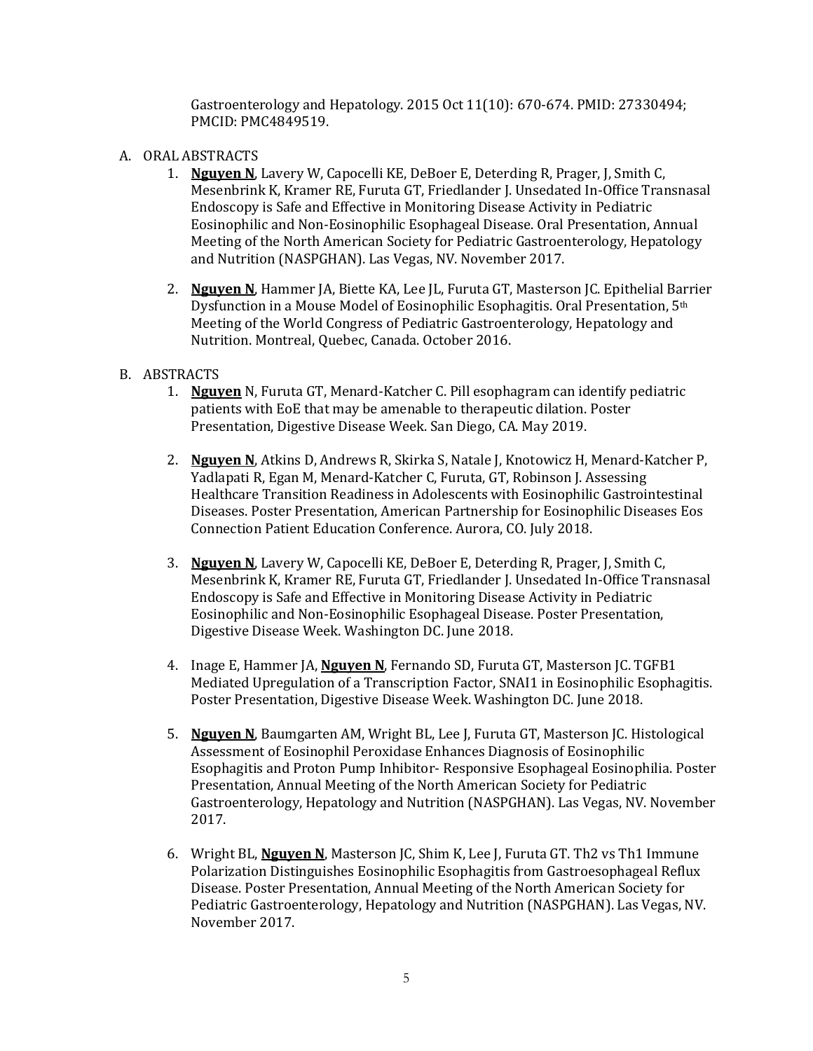Gastroenterology and Hepatology. 2015 Oct 11(10): 670-674. PMID: 27330494; PMCID: PMC4849519.

A. ORAL ABSTRACTS

1. **Nguyen N**, Lavery W, Capocelli KE, DeBoer E, Deterding R, Prager, J, Smith C, Mesenbrink K, Kramer RE, Furuta GT, Friedlander J. Unsedated In-Office Transnasal Endoscopy is Safe and Effective in Monitoring Disease Activity in Pediatric Eosinophilic and Non-Eosinophilic Esophageal Disease. Oral Presentation, Annual Meeting of the North American Society for Pediatric Gastroenterology, Hepatology and Nutrition (NASPGHAN). Las Vegas, NV. November 2017.

2. **Nguyen N**, Hammer JA, Biette KA, Lee JL, Furuta GT, Masterson JC. Epithelial Barrier Dysfunction in a Mouse Model of Eosinophilic Esophagitis. Oral Presentation, 5th Meeting of the World Congress of Pediatric Gastroenterology, Hepatology and Nutrition. Montreal, Quebec, Canada. October 2016.

B. ABSTRACTS

1. **Nguyen** N, Furuta GT, Menard-Katcher C. Pill esophagram can identify pediatric patients with EoE that may be amenable to therapeutic dilation. Poster Presentation, Digestive Disease Week. San Diego, CA. May 2019.

2. **Nguyen N**, Atkins D, Andrews R, Skirka S, Natale J, Knotowicz H, Menard-Katcher P, Yadlapati R, Egan M, Menard-Katcher C, Furuta, GT, Robinson J. Assessing Healthcare Transition Readiness in Adolescents with Eosinophilic Gastrointestinal Diseases. Poster Presentation, American Partnership for Eosinophilic Diseases Eos Connection Patient Education Conference. Aurora, CO. July 2018.

3. **Nguyen N**, Lavery W, Capocelli KE, DeBoer E, Deterding R, Prager, J, Smith C, Mesenbrink K, Kramer RE, Furuta GT, Friedlander J. Unsedated In-Office Transnasal Endoscopy is Safe and Effective in Monitoring Disease Activity in Pediatric Eosinophilic and Non-Eosinophilic Esophageal Disease. Poster Presentation, Digestive Disease Week. Washington DC. June 2018.

4. Inage E, Hammer JA, **Nguyen N**, Fernando SD, Furuta GT, Masterson JC. TGFB1 Mediated Upregulation of a Transcription Factor, SNAI1 in Eosinophilic Esophagitis. Poster Presentation, Digestive Disease Week. Washington DC. June 2018.

5. **Nguyen N**, Baumgarten AM, Wright BL, Lee J, Furuta GT, Masterson JC. Histological Assessment of Eosinophil Peroxidase Enhances Diagnosis of Eosinophilic Esophagitis and Proton Pump Inhibitor- Responsive Esophageal Eosinophilia. Poster Presentation, Annual Meeting of the North American Society for Pediatric Gastroenterology, Hepatology and Nutrition (NASPGHAN). Las Vegas, NV. November 2017.

6. Wright BL, **Nguyen N**, Masterson JC, Shim K, Lee J, Furuta GT. Th2 vs Th1 Immune Polarization Distinguishes Eosinophilic Esophagitis from Gastroesophageal Reflux Disease. Poster Presentation, Annual Meeting of the North American Society for Pediatric Gastroenterology, Hepatology and Nutrition (NASPGHAN). Las Vegas, NV. November 2017.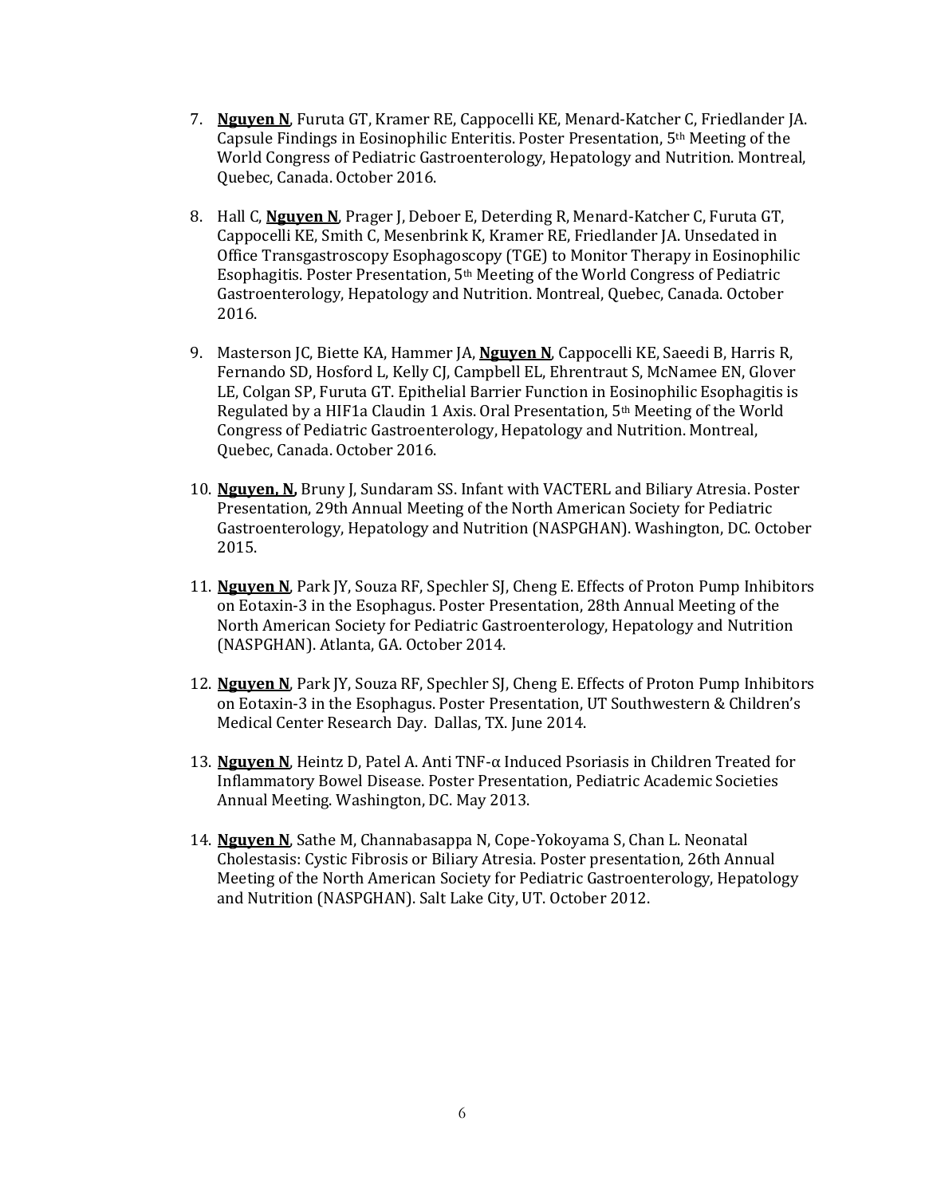7. **Nguyen N**, Furuta GT, Kramer RE, Cappocelli KE, Menard-Katcher C, Friedlander JA. Capsule Findings in Eosinophilic Enteritis. Poster Presentation, 5th Meeting of the World Congress of Pediatric Gastroenterology, Hepatology and Nutrition. Montreal, Quebec, Canada. October 2016.

8. Hall C, **Nguyen N**, Prager J, Deboer E, Deterding R, Menard-Katcher C, Furuta GT, Cappocelli KE, Smith C, Mesenbrink K, Kramer RE, Friedlander JA. Unsedated in Office Transgastroscopy Esophagoscopy (TGE) to Monitor Therapy in Eosinophilic Esophagitis. Poster Presentation, 5th Meeting of the World Congress of Pediatric Gastroenterology, Hepatology and Nutrition. Montreal, Quebec, Canada. October 2016.

9. Masterson JC, Biette KA, Hammer JA, **Nguyen N**, Cappocelli KE, Saeedi B, Harris R, Fernando SD, Hosford L, Kelly CJ, Campbell EL, Ehrentraut S, McNamee EN, Glover LE, Colgan SP, Furuta GT. Epithelial Barrier Function in Eosinophilic Esophagitis is Regulated by a HIF1a Claudin 1 Axis. Oral Presentation, 5th Meeting of the World Congress of Pediatric Gastroenterology, Hepatology and Nutrition. Montreal, Quebec, Canada. October 2016.

10. **Nguyen, N,** Bruny J, Sundaram SS. Infant with VACTERL and Biliary Atresia. Poster Presentation, 29th Annual Meeting of the North American Society for Pediatric Gastroenterology, Hepatology and Nutrition (NASPGHAN). Washington, DC. October 2015.

11. **Nguyen N**, Park JY, Souza RF, Spechler SJ, Cheng E. Effects of Proton Pump Inhibitors on Eotaxin-3 in the Esophagus. Poster Presentation, 28th Annual Meeting of the North American Society for Pediatric Gastroenterology, Hepatology and Nutrition (NASPGHAN). Atlanta, GA. October 2014.

12. **Nguyen N**, Park JY, Souza RF, Spechler SJ, Cheng E. Effects of Proton Pump Inhibitors on Eotaxin-3 in the Esophagus. Poster Presentation, UT Southwestern & Children's Medical Center Research Day. Dallas, TX. June 2014.

13. **Nguyen N**, Heintz D, Patel A. Anti TNF-α Induced Psoriasis in Children Treated for Inflammatory Bowel Disease. Poster Presentation, Pediatric Academic Societies Annual Meeting. Washington, DC. May 2013.

14. **Nguyen N**, Sathe M, Channabasappa N, Cope-Yokoyama S, Chan L. Neonatal Cholestasis: Cystic Fibrosis or Biliary Atresia. Poster presentation, 26th Annual Meeting of the North American Society for Pediatric Gastroenterology, Hepatology and Nutrition (NASPGHAN). Salt Lake City, UT. October 2012.